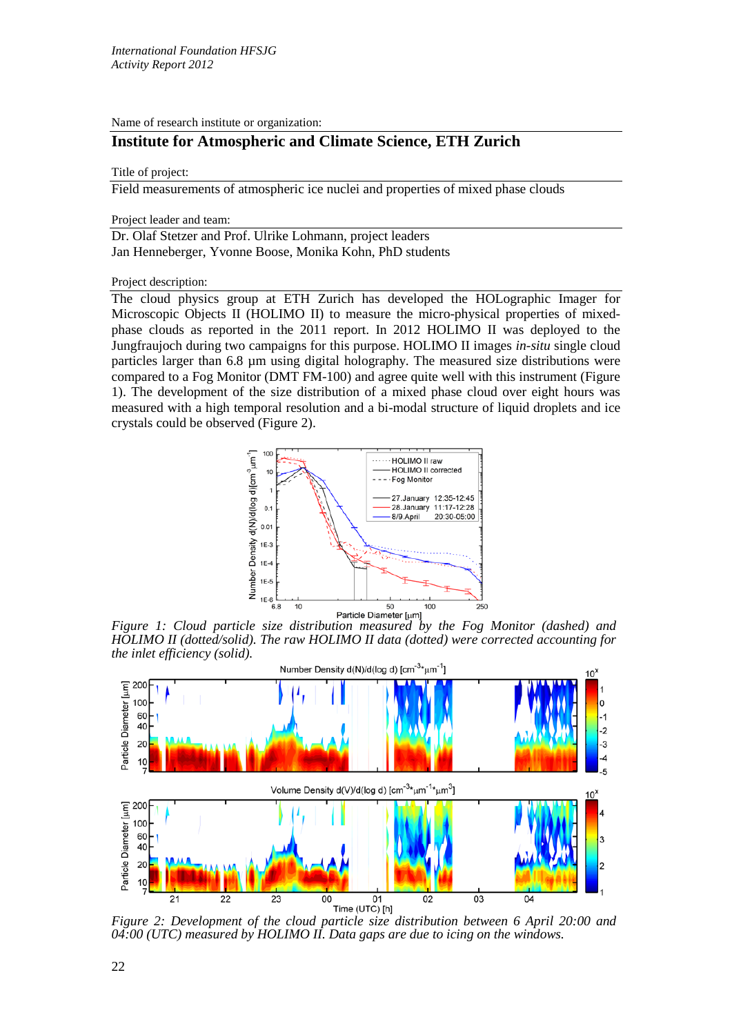*International Foundation HFSJG*
*Activity Report 2012*

Name of research institute or organization:

## Institute for Atmospheric and Climate Science, ETH Zurich

Title of project:

Field measurements of atmospheric ice nuclei and properties of mixed phase clouds

Project leader and team:

Dr. Olaf Stetzer and Prof. Ulrike Lohmann, project leaders
Jan Henneberger, Yvonne Boose, Monika Kohn, PhD students

Project description:

The cloud physics group at ETH Zurich has developed the HOLographic Imager for Microscopic Objects II (HOLIMO II) to measure the micro-physical properties of mixed-phase clouds as reported in the 2011 report. In 2012 HOLIMO II was deployed to the Jungfraujoch during two campaigns for this purpose. HOLIMO II images *in-situ* single cloud particles larger than 6.8 µm using digital holography. The measured size distributions were compared to a Fog Monitor (DMT FM-100) and agree quite well with this instrument (Figure 1). The development of the size distribution of a mixed phase cloud over eight hours was measured with a high temporal resolution and a bi-modal structure of liquid droplets and ice crystals could be observed (Figure 2).

*Figure 1: Cloud particle size distribution measured by the Fog Monitor (dashed) and HOLIMO II (dotted/solid). The raw HOLIMO II data (dotted) were corrected accounting for the inlet efficiency (solid).*

*Figure 2: Development of the cloud particle size distribution between 6 April 20:00 and 04:00 (UTC) measured by HOLIMO II. Data gaps are due to icing on the windows.*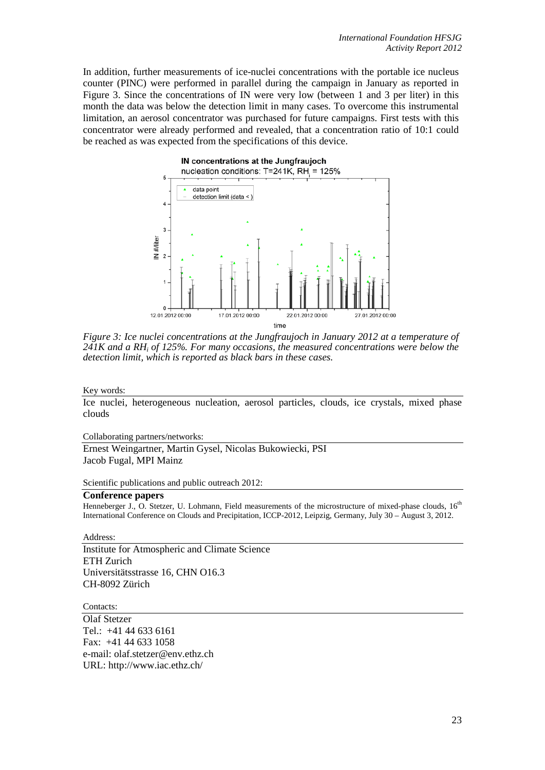In addition, further measurements of ice-nuclei concentrations with the portable ice nucleus counter (PINC) were performed in parallel during the campaign in January as reported in Figure 3. Since the concentrations of IN were very low (between 1 and 3 per liter) in this month the data was below the detection limit in many cases. To overcome this instrumental limitation, an aerosol concentrator was purchased for future campaigns. First tests with this concentrator were already performed and revealed, that a concentration ratio of 10:1 could be reached as was expected from the specifications of this device.

IN concentrations at the Jungfraujoch
nucleation conditions: T=241K, $RH_i$ = 125%

data point
detection limit (data < )

IN #/liter

0
1
2
3
4
5

12.01.2012 00:00
17.01.2012 00:00
22.01.2012 00:00
27.01.2012 00:00

time

*Figure 3: Ice nuclei concentrations at the Jungfraujoch in January 2012 at a temperature of 241K and a $RH_i$ of 125%. For many occasions, the measured concentrations were below the detection limit, which is reported as black bars in these cases.*

Key words:

Ice nuclei, heterogeneous nucleation, aerosol particles, clouds, ice crystals, mixed phase clouds

Collaborating partners/networks:

Ernest Weingartner, Martin Gysel, Nicolas Bukowiecki, PSI
Jacob Fugal, MPI Mainz

Scientific publications and public outreach 2012:

**Conference papers**

Henneberger J., O. Stetzer, U. Lohmann, Field measurements of the microstructure of mixed-phase clouds, 16th International Conference on Clouds and Precipitation, ICCP-2012, Leipzig, Germany, July 30 – August 3, 2012.

Address:

Institute for Atmospheric and Climate Science
ETH Zurich
Universitätsstrasse 16, CHN O16.3
CH-8092 Zürich

Contacts:

Olaf Stetzer
Tel.: +41 44 633 6161
Fax: +41 44 633 1058
e-mail: olaf.stetzer@env.ethz.ch
URL: http://www.iac.ethz.ch/